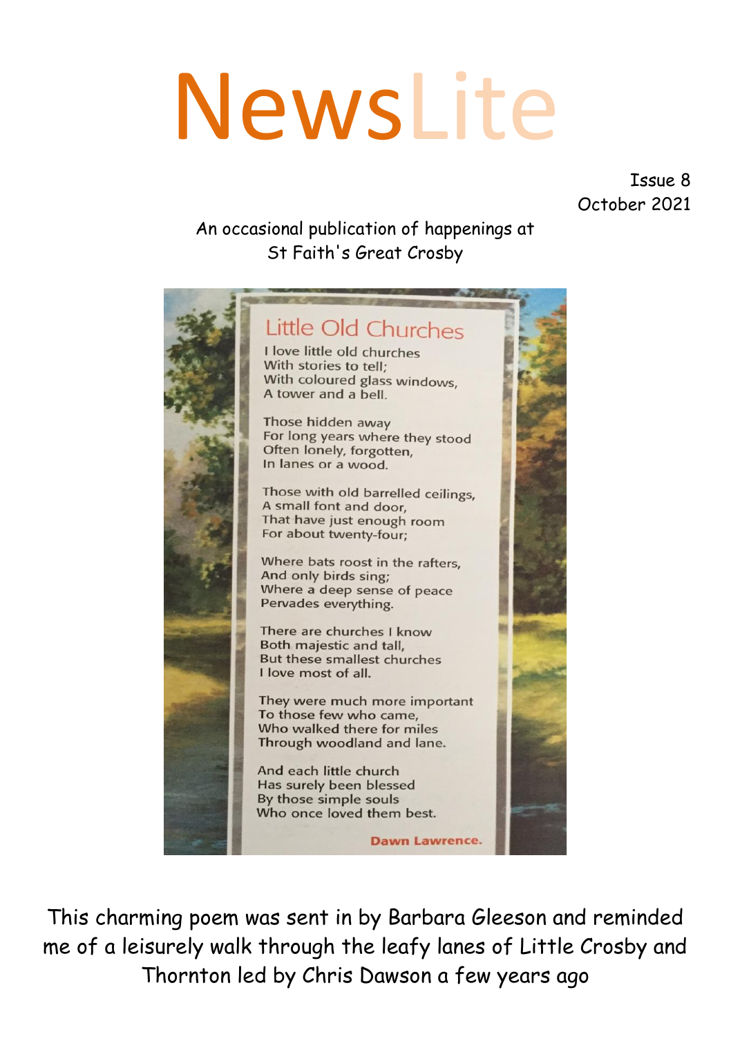# NewsLite

Issue 8
October 2021

An occasional publication of happenings at
St Faith's Great Crosby

## Little Old Churches

I love little old churches
With stories to tell;
With coloured glass windows,
A tower and a bell.

Those hidden away
For long years where they stood
Often lonely, forgotten,
In lanes or a wood.

Those with old barrelled ceilings,
A small font and door,
That have just enough room
For about twenty-four;

Where bats roost in the rafters,
And only birds sing;
Where a deep sense of peace
Pervades everything.

There are churches I know
Both majestic and tall,
But these smallest churches
I love most of all.

They were much more important
To those few who came,
Who walked there for miles
Through woodland and lane.

And each little church
Has surely been blessed
By those simple souls
Who once loved them best.

**Dawn Lawrence.**

This charming poem was sent in by Barbara Gleeson and reminded me of a leisurely walk through the leafy lanes of Little Crosby and Thornton led by Chris Dawson a few years ago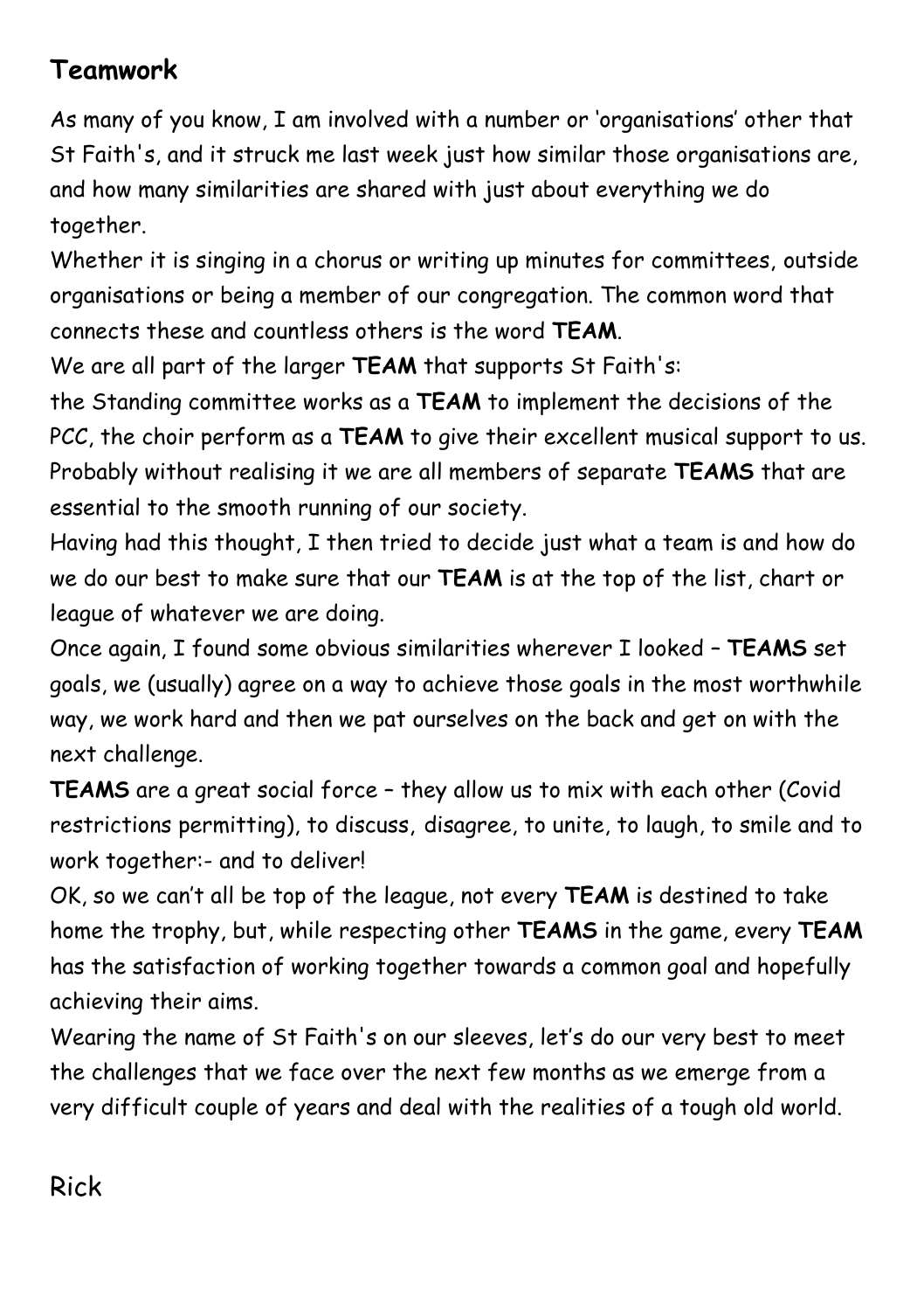## Teamwork

As many of you know, I am involved with a number or 'organisations' other that St Faith's, and it struck me last week just how similar those organisations are, and how many similarities are shared with just about everything we do together.

Whether it is singing in a chorus or writing up minutes for committees, outside organisations or being a member of our congregation. The common word that connects these and countless others is the word **TEAM**.

We are all part of the larger **TEAM** that supports St Faith's:

the Standing committee works as a **TEAM** to implement the decisions of the PCC, the choir perform as a **TEAM** to give their excellent musical support to us. Probably without realising it we are all members of separate **TEAMS** that are essential to the smooth running of our society.

Having had this thought, I then tried to decide just what a team is and how do we do our best to make sure that our **TEAM** is at the top of the list, chart or league of whatever we are doing.

Once again, I found some obvious similarities wherever I looked – **TEAMS** set goals, we (usually) agree on a way to achieve those goals in the most worthwhile way, we work hard and then we pat ourselves on the back and get on with the next challenge.

**TEAMS** are a great social force – they allow us to mix with each other (Covid restrictions permitting), to discuss, disagree, to unite, to laugh, to smile and to work together:- and to deliver!

OK, so we can't all be top of the league, not every **TEAM** is destined to take home the trophy, but, while respecting other **TEAMS** in the game, every **TEAM** has the satisfaction of working together towards a common goal and hopefully achieving their aims.

Wearing the name of St Faith's on our sleeves, let's do our very best to meet the challenges that we face over the next few months as we emerge from a very difficult couple of years and deal with the realities of a tough old world.

Rick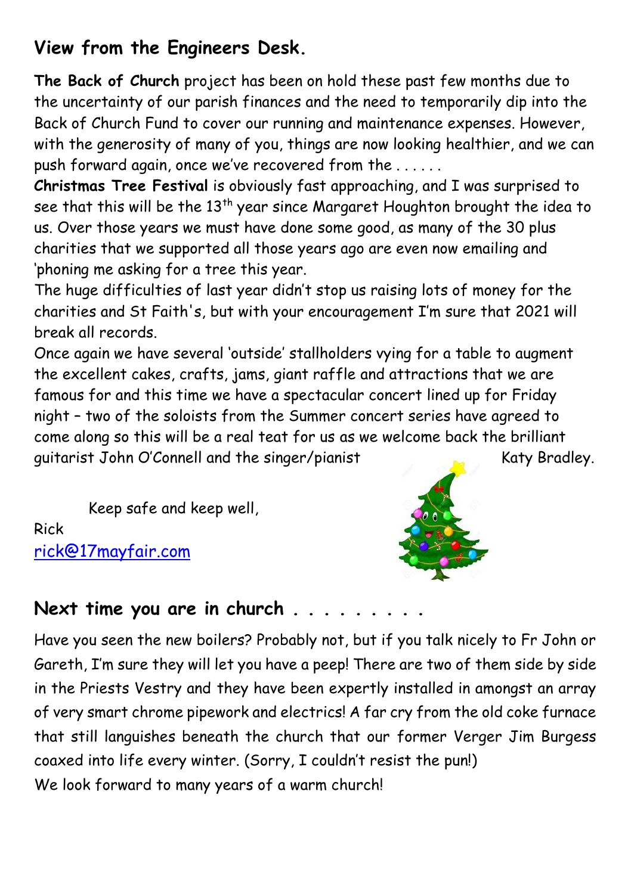## View from the Engineers Desk.

**The Back of Church** project has been on hold these past few months due to the uncertainty of our parish finances and the need to temporarily dip into the Back of Church Fund to cover our running and maintenance expenses. However, with the generosity of many of you, things are now looking healthier, and we can push forward again, once we've recovered from the . . . . . .

**Christmas Tree Festival** is obviously fast approaching, and I was surprised to see that this will be the 13th year since Margaret Houghton brought the idea to us. Over those years we must have done some good, as many of the 30 plus charities that we supported all those years ago are even now emailing and 'phoning me asking for a tree this year.

The huge difficulties of last year didn't stop us raising lots of money for the charities and St Faith's, but with your encouragement I'm sure that 2021 will break all records.

Once again we have several 'outside' stallholders vying for a table to augment the excellent cakes, crafts, jams, giant raffle and attractions that we are famous for and this time we have a spectacular concert lined up for Friday night – two of the soloists from the Summer concert series have agreed to come along so this will be a real teat for us as we welcome back the brilliant guitarist John O'Connell and the singer/pianist Katy Bradley.

Keep safe and keep well,

Rick

rick@17mayfair.com

## Next time you are in church . . . . . . . . .

Have you seen the new boilers? Probably not, but if you talk nicely to Fr John or Gareth, I'm sure they will let you have a peep! There are two of them side by side in the Priests Vestry and they have been expertly installed in amongst an array of very smart chrome pipework and electrics! A far cry from the old coke furnace that still languishes beneath the church that our former Verger Jim Burgess coaxed into life every winter. (Sorry, I couldn't resist the pun!)

We look forward to many years of a warm church!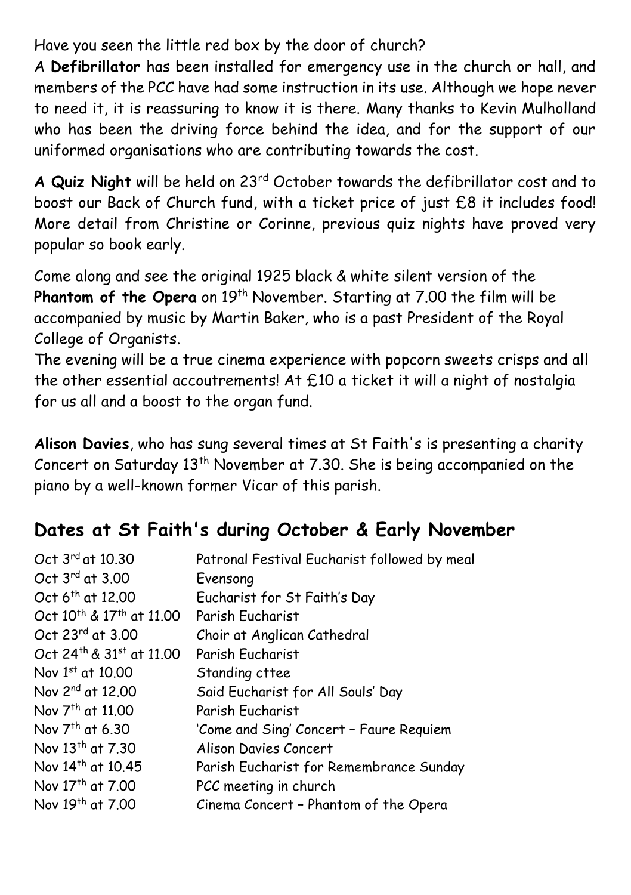Have you seen the little red box by the door of church?

A **Defibrillator** has been installed for emergency use in the church or hall, and members of the PCC have had some instruction in its use. Although we hope never to need it, it is reassuring to know it is there. Many thanks to Kevin Mulholland who has been the driving force behind the idea, and for the support of our uniformed organisations who are contributing towards the cost.

**A Quiz Night** will be held on 23rd October towards the defibrillator cost and to boost our Back of Church fund, with a ticket price of just £8 it includes food! More detail from Christine or Corinne, previous quiz nights have proved very popular so book early.

Come along and see the original 1925 black & white silent version of the **Phantom of the Opera** on 19th November. Starting at 7.00 the film will be accompanied by music by Martin Baker, who is a past President of the Royal College of Organists.

The evening will be a true cinema experience with popcorn sweets crisps and all the other essential accoutrements! At £10 a ticket it will a night of nostalgia for us all and a boost to the organ fund.

**Alison Davies**, who has sung several times at St Faith's is presenting a charity Concert on Saturday 13th November at 7.30. She is being accompanied on the piano by a well-known former Vicar of this parish.

## Dates at St Faith's during October & Early November

| | |
|---|---|
| Oct 3rd at 10.30 | Patronal Festival Eucharist followed by meal |
| Oct 3rd at 3.00 | Evensong |
| Oct 6th at 12.00 | Eucharist for St Faith's Day |
| Oct 10th & 17th at 11.00 | Parish Eucharist |
| Oct 23rd at 3.00 | Choir at Anglican Cathedral |
| Oct 24th & 31st at 11.00 | Parish Eucharist |
| Nov 1st at 10.00 | Standing cttee |
| Nov 2nd at 12.00 | Said Eucharist for All Souls' Day |
| Nov 7th at 11.00 | Parish Eucharist |
| Nov 7th at 6.30 | 'Come and Sing' Concert – Faure Requiem |
| Nov 13th at 7.30 | Alison Davies Concert |
| Nov 14th at 10.45 | Parish Eucharist for Remembrance Sunday |
| Nov 17th at 7.00 | PCC meeting in church |
| Nov 19th at 7.00 | Cinema Concert – Phantom of the Opera |